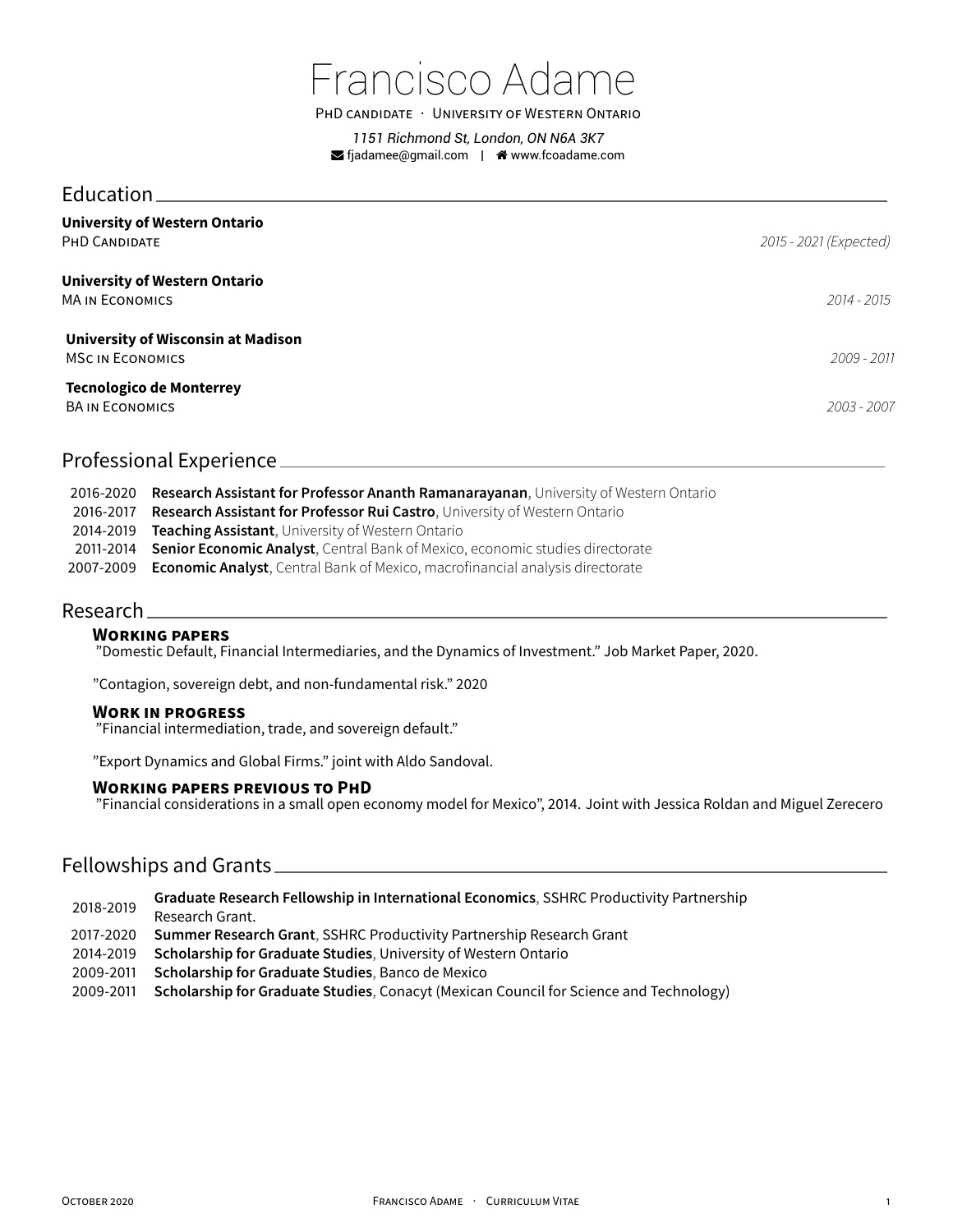# Francisco Adame

PhD candidate · University of Western Ontario

*1151 Richmond St, London, ON N6A 3K7*

fjadamee@gmail.com | www.fcoadame.com

## Education

**University of Western Ontario**
PhD Candidate — *2015 - 2021 (Expected)*

**University of Western Ontario**
MA in Economics — *2014 - 2015*

**University of Wisconsin at Madison**
MSc in Economics — *2009 - 2011*

**Tecnologico de Monterrey**
BA in Economics — *2003 - 2007*

## Professional Experience

| | |
|---|---|
| 2016-2020 | **Research Assistant for Professor Ananth Ramanarayanan**, University of Western Ontario |
| 2016-2017 | **Research Assistant for Professor Rui Castro**, University of Western Ontario |
| 2014-2019 | **Teaching Assistant**, University of Western Ontario |
| 2011-2014 | **Senior Economic Analyst**, Central Bank of Mexico, economic studies directorate |
| 2007-2009 | **Economic Analyst**, Central Bank of Mexico, macrofinancial analysis directorate |

## Research

### Working papers

"Domestic Default, Financial Intermediaries, and the Dynamics of Investment." Job Market Paper, 2020.

"Contagion, sovereign debt, and non-fundamental risk." 2020

### Work in progress

"Financial intermediation, trade, and sovereign default."

"Export Dynamics and Global Firms." joint with Aldo Sandoval.

### Working papers previous to PhD

"Financial considerations in a small open economy model for Mexico", 2014. Joint with Jessica Roldan and Miguel Zerecero

## Fellowships and Grants

| | |
|---|---|
| 2018-2019 | **Graduate Research Fellowship in International Economics**, SSHRC Productivity Partnership Research Grant. |
| 2017-2020 | **Summer Research Grant**, SSHRC Productivity Partnership Research Grant |
| 2014-2019 | **Scholarship for Graduate Studies**, University of Western Ontario |
| 2009-2011 | **Scholarship for Graduate Studies**, Banco de Mexico |
| 2009-2011 | **Scholarship for Graduate Studies**, Conacyt (Mexican Council for Science and Technology) |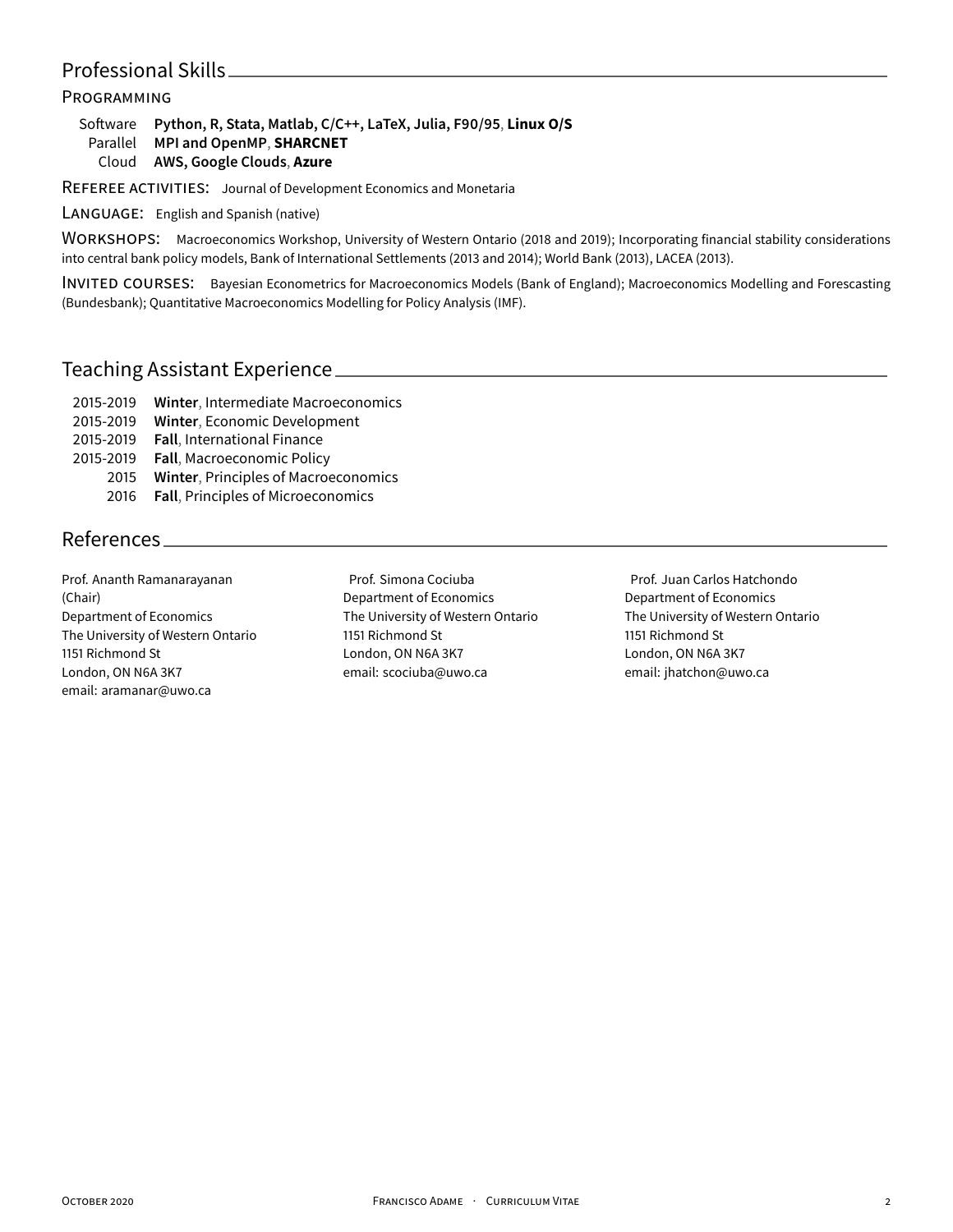## Professional Skills

### Programming

Software **Python, R, Stata, Matlab, C/C++, LaTeX, Julia, F90/95**, **Linux O/S**
Parallel **MPI and OpenMP**, **SHARCNET**
Cloud **AWS, Google Clouds**, **Azure**

### Referee activities: Journal of Development Economics and Monetaria

### Language: English and Spanish (native)

### Workshops: Macroeconomics Workshop, University of Western Ontario (2018 and 2019); Incorporating financial stability considerations into central bank policy models, Bank of International Settlements (2013 and 2014); World Bank (2013), LACEA (2013).

### Invited courses: Bayesian Econometrics for Macroeconomics Models (Bank of England); Macroeconomics Modelling and Forescasting (Bundesbank); Quantitative Macroeconomics Modelling for Policy Analysis (IMF).

## Teaching Assistant Experience

- 2015-2019 **Winter**, Intermediate Macroeconomics
- 2015-2019 **Winter**, Economic Development
- 2015-2019 **Fall**, International Finance
- 2015-2019 **Fall**, Macroeconomic Policy
- 2015 **Winter**, Principles of Macroeconomics
- 2016 **Fall**, Principles of Microeconomics

## References

Prof. Ananth Ramanarayanan (Chair)
Department of Economics
The University of Western Ontario
1151 Richmond St
London, ON N6A 3K7
email: aramanar@uwo.ca

Prof. Simona Cociuba
Department of Economics
The University of Western Ontario
1151 Richmond St
London, ON N6A 3K7
email: scociuba@uwo.ca

Prof. Juan Carlos Hatchondo
Department of Economics
The University of Western Ontario
1151 Richmond St
London, ON N6A 3K7
email: jhatchon@uwo.ca